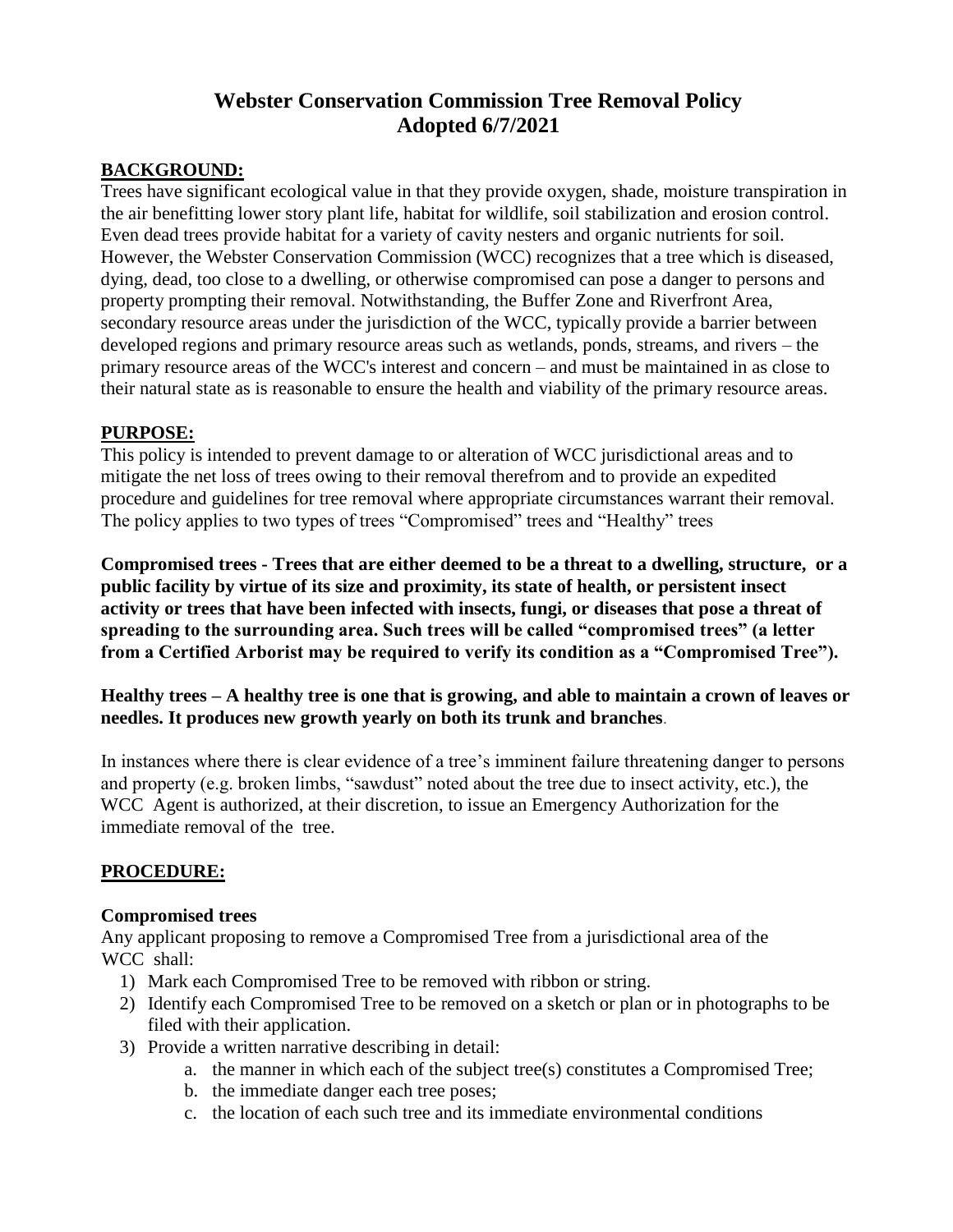# Webster Conservation Commission Tree Removal Policy
# Adopted 6/7/2021

## BACKGROUND:

Trees have significant ecological value in that they provide oxygen, shade, moisture transpiration in the air benefitting lower story plant life, habitat for wildlife, soil stabilization and erosion control. Even dead trees provide habitat for a variety of cavity nesters and organic nutrients for soil. However, the Webster Conservation Commission (WCC) recognizes that a tree which is diseased, dying, dead, too close to a dwelling, or otherwise compromised can pose a danger to persons and property prompting their removal. Notwithstanding, the Buffer Zone and Riverfront Area, secondary resource areas under the jurisdiction of the WCC, typically provide a barrier between developed regions and primary resource areas such as wetlands, ponds, streams, and rivers – the primary resource areas of the WCC's interest and concern – and must be maintained in as close to their natural state as is reasonable to ensure the health and viability of the primary resource areas.

## PURPOSE:

This policy is intended to prevent damage to or alteration of WCC jurisdictional areas and to mitigate the net loss of trees owing to their removal therefrom and to provide an expedited procedure and guidelines for tree removal where appropriate circumstances warrant their removal. The policy applies to two types of trees "Compromised" trees and "Healthy" trees

**Compromised trees - Trees that are either deemed to be a threat to a dwelling, structure, or a public facility by virtue of its size and proximity, its state of health, or persistent insect activity or trees that have been infected with insects, fungi, or diseases that pose a threat of spreading to the surrounding area. Such trees will be called "compromised trees" (a letter from a Certified Arborist may be required to verify its condition as a "Compromised Tree").**

**Healthy trees – A healthy tree is one that is growing, and able to maintain a crown of leaves or needles. It produces new growth yearly on both its trunk and branches**.

In instances where there is clear evidence of a tree's imminent failure threatening danger to persons and property (e.g. broken limbs, "sawdust" noted about the tree due to insect activity, etc.), the WCC Agent is authorized, at their discretion, to issue an Emergency Authorization for the immediate removal of the tree.

## PROCEDURE:

### Compromised trees

Any applicant proposing to remove a Compromised Tree from a jurisdictional area of the WCC shall:

1) Mark each Compromised Tree to be removed with ribbon or string.
2) Identify each Compromised Tree to be removed on a sketch or plan or in photographs to be filed with their application.
3) Provide a written narrative describing in detail:
   a. the manner in which each of the subject tree(s) constitutes a Compromised Tree;
   b. the immediate danger each tree poses;
   c. the location of each such tree and its immediate environmental conditions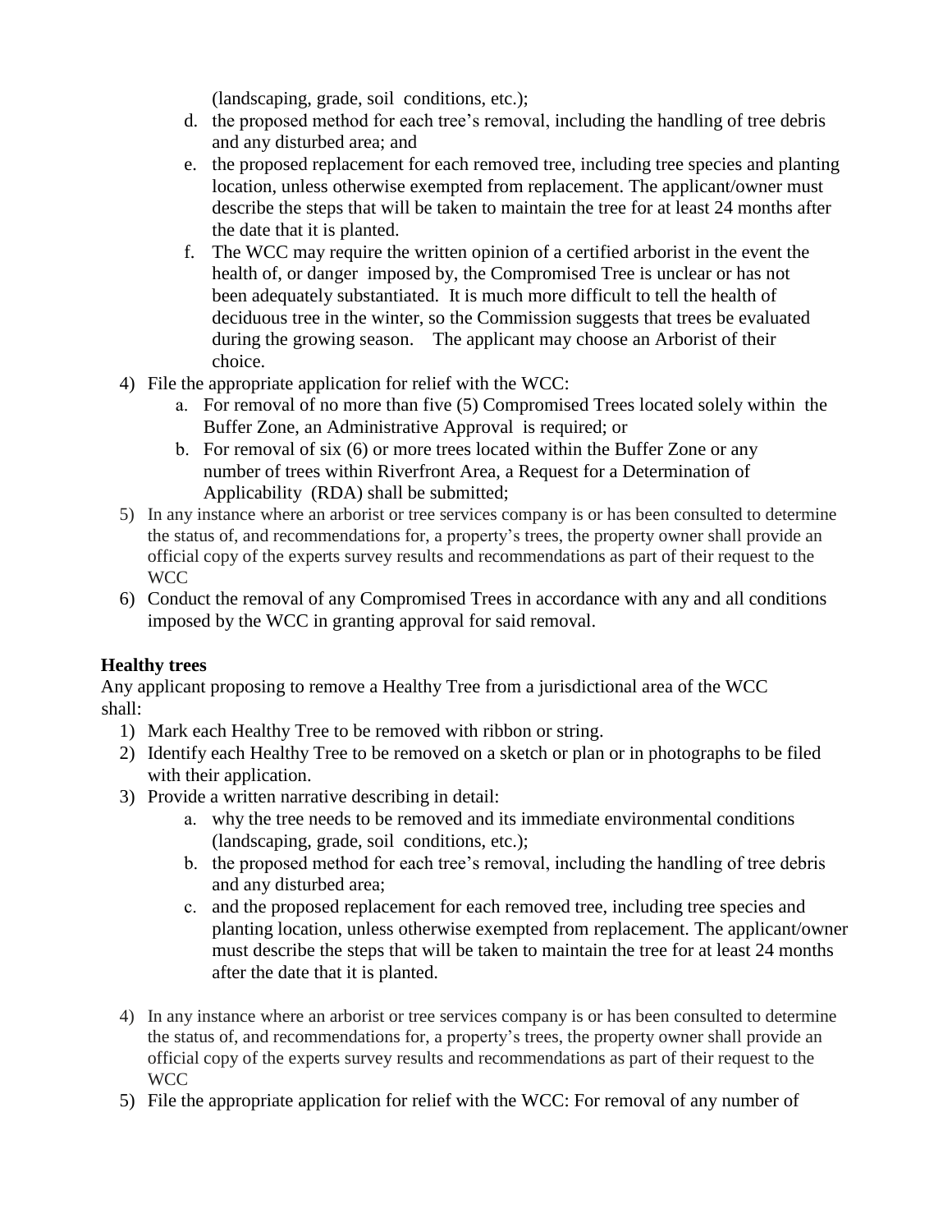(landscaping, grade, soil conditions, etc.);

   d. the proposed method for each tree's removal, including the handling of tree debris and any disturbed area; and
   e. the proposed replacement for each removed tree, including tree species and planting location, unless otherwise exempted from replacement. The applicant/owner must describe the steps that will be taken to maintain the tree for at least 24 months after the date that it is planted.
   f. The WCC may require the written opinion of a certified arborist in the event the health of, or danger imposed by, the Compromised Tree is unclear or has not been adequately substantiated. It is much more difficult to tell the health of deciduous tree in the winter, so the Commission suggests that trees be evaluated during the growing season. The applicant may choose an Arborist of their choice.

4) File the appropriate application for relief with the WCC:
   a. For removal of no more than five (5) Compromised Trees located solely within the Buffer Zone, an Administrative Approval is required; or
   b. For removal of six (6) or more trees located within the Buffer Zone or any number of trees within Riverfront Area, a Request for a Determination of Applicability (RDA) shall be submitted;
5) In any instance where an arborist or tree services company is or has been consulted to determine the status of, and recommendations for, a property's trees, the property owner shall provide an official copy of the experts survey results and recommendations as part of their request to the WCC
6) Conduct the removal of any Compromised Trees in accordance with any and all conditions imposed by the WCC in granting approval for said removal.

**Healthy trees**

Any applicant proposing to remove a Healthy Tree from a jurisdictional area of the WCC shall:

1) Mark each Healthy Tree to be removed with ribbon or string.
2) Identify each Healthy Tree to be removed on a sketch or plan or in photographs to be filed with their application.
3) Provide a written narrative describing in detail:
   a. why the tree needs to be removed and its immediate environmental conditions (landscaping, grade, soil conditions, etc.);
   b. the proposed method for each tree's removal, including the handling of tree debris and any disturbed area;
   c. and the proposed replacement for each removed tree, including tree species and planting location, unless otherwise exempted from replacement. The applicant/owner must describe the steps that will be taken to maintain the tree for at least 24 months after the date that it is planted.
4) In any instance where an arborist or tree services company is or has been consulted to determine the status of, and recommendations for, a property's trees, the property owner shall provide an official copy of the experts survey results and recommendations as part of their request to the WCC
5) File the appropriate application for relief with the WCC: For removal of any number of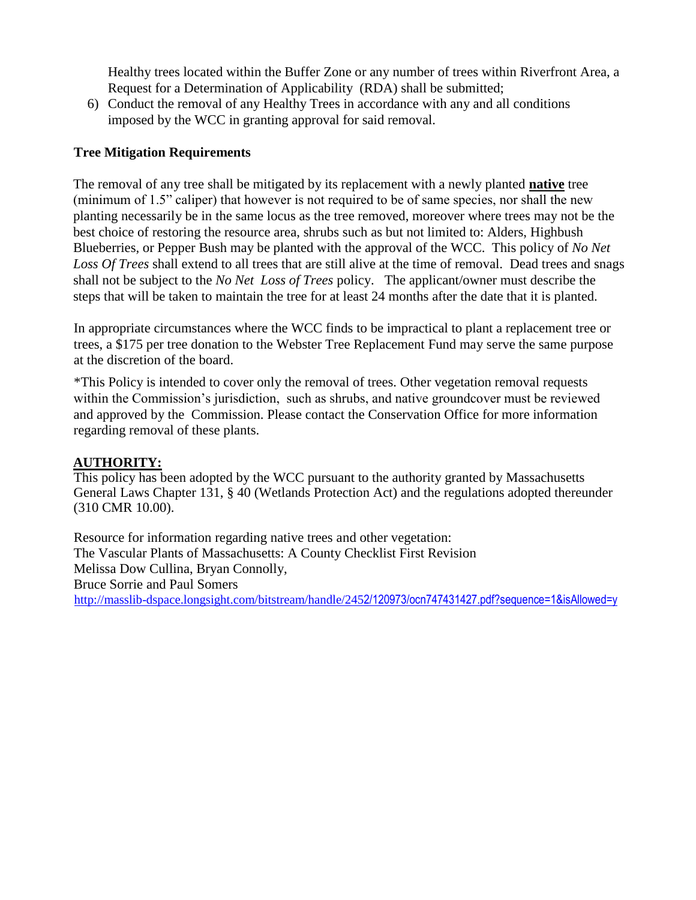Healthy trees located within the Buffer Zone or any number of trees within Riverfront Area, a Request for a Determination of Applicability (RDA) shall be submitted;

6) Conduct the removal of any Healthy Trees in accordance with any and all conditions imposed by the WCC in granting approval for said removal.

**Tree Mitigation Requirements**

The removal of any tree shall be mitigated by its replacement with a newly planted **native** tree (minimum of 1.5" caliper) that however is not required to be of same species, nor shall the new planting necessarily be in the same locus as the tree removed, moreover where trees may not be the best choice of restoring the resource area, shrubs such as but not limited to: Alders, Highbush Blueberries, or Pepper Bush may be planted with the approval of the WCC. This policy of *No Net Loss Of Trees* shall extend to all trees that are still alive at the time of removal. Dead trees and snags shall not be subject to the *No Net Loss of Trees* policy. The applicant/owner must describe the steps that will be taken to maintain the tree for at least 24 months after the date that it is planted.

In appropriate circumstances where the WCC finds to be impractical to plant a replacement tree or trees, a $175 per tree donation to the Webster Tree Replacement Fund may serve the same purpose at the discretion of the board.

*This Policy is intended to cover only the removal of trees. Other vegetation removal requests within the Commission's jurisdiction, such as shrubs, and native groundcover must be reviewed and approved by the Commission. Please contact the Conservation Office for more information regarding removal of these plants.

**AUTHORITY:**

This policy has been adopted by the WCC pursuant to the authority granted by Massachusetts General Laws Chapter 131, § 40 (Wetlands Protection Act) and the regulations adopted thereunder (310 CMR 10.00).

Resource for information regarding native trees and other vegetation:
The Vascular Plants of Massachusetts: A County Checklist First Revision
Melissa Dow Cullina, Bryan Connolly,
Bruce Sorrie and Paul Somers
http://masslib-dspace.longsight.com/bitstream/handle/2452/120973/ocn747431427.pdf?sequence=1&isAllowed=y